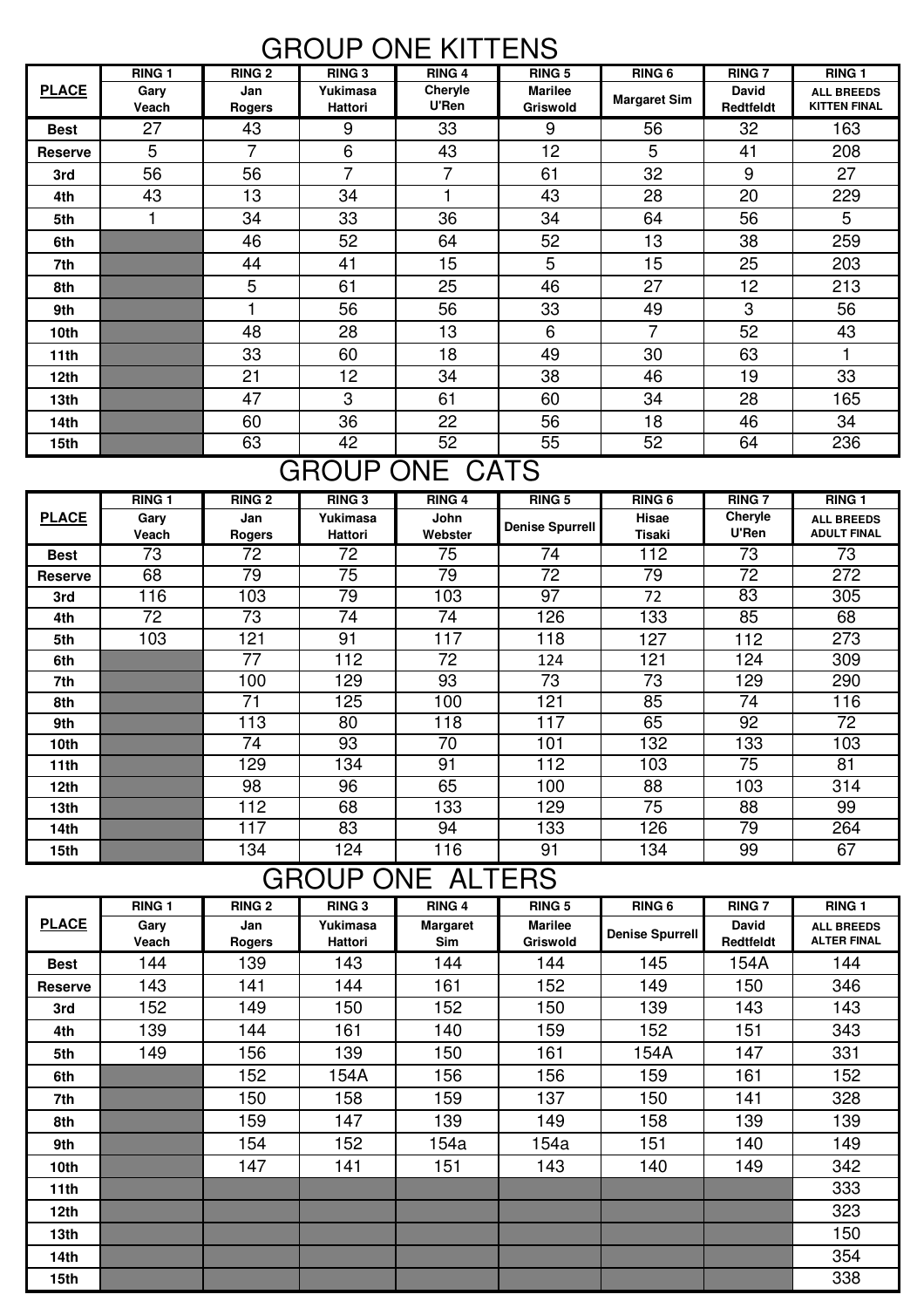# GROUP ONE KITTENS

| PLACE | RING 1 Gary Veach | RING 2 Jan Rogers | RING 3 Yukimasa Hattori | RING 4 Cheryle U'Ren | RING 5 Marilee Griswold | RING 6 Margaret Sim | RING 7 David Redtfeldt | RING 1 ALL BREEDS KITTEN FINAL |
|---|---|---|---|---|---|---|---|---|
| Best | 27 | 43 | 9 | 33 | 9 | 56 | 32 | 163 |
| Reserve | 5 | 7 | 6 | 43 | 12 | 5 | 41 | 208 |
| 3rd | 56 | 56 | 7 | 7 | 61 | 32 | 9 | 27 |
| 4th | 43 | 13 | 34 | 1 | 43 | 28 | 20 | 229 |
| 5th | 1 | 34 | 33 | 36 | 34 | 64 | 56 | 5 |
| 6th | | 46 | 52 | 64 | 52 | 13 | 38 | 259 |
| 7th | | 44 | 41 | 15 | 5 | 15 | 25 | 203 |
| 8th | | 5 | 61 | 25 | 46 | 27 | 12 | 213 |
| 9th | | 1 | 56 | 56 | 33 | 49 | 3 | 56 |
| 10th | | 48 | 28 | 13 | 6 | 7 | 52 | 43 |
| 11th | | 33 | 60 | 18 | 49 | 30 | 63 | 1 |
| 12th | | 21 | 12 | 34 | 38 | 46 | 19 | 33 |
| 13th | | 47 | 3 | 61 | 60 | 34 | 28 | 165 |
| 14th | | 60 | 36 | 22 | 56 | 18 | 46 | 34 |
| 15th | | 63 | 42 | 52 | 55 | 52 | 64 | 236 |

# GROUP ONE CATS

| PLACE | RING 1 Gary Veach | RING 2 Jan Rogers | RING 3 Yukimasa Hattori | RING 4 John Webster | RING 5 Denise Spurrell | RING 6 Hisae Tisaki | RING 7 Cheryle U'Ren | RING 1 ALL BREEDS ADULT FINAL |
|---|---|---|---|---|---|---|---|---|
| Best | 73 | 72 | 72 | 75 | 74 | 112 | 73 | 73 |
| Reserve | 68 | 79 | 75 | 79 | 72 | 79 | 72 | 272 |
| 3rd | 116 | 103 | 79 | 103 | 97 | 72 | 83 | 305 |
| 4th | 72 | 73 | 74 | 74 | 126 | 133 | 85 | 68 |
| 5th | 103 | 121 | 91 | 117 | 118 | 127 | 112 | 273 |
| 6th | | 77 | 112 | 72 | 124 | 121 | 124 | 309 |
| 7th | | 100 | 129 | 93 | 73 | 73 | 129 | 290 |
| 8th | | 71 | 125 | 100 | 121 | 85 | 74 | 116 |
| 9th | | 113 | 80 | 118 | 117 | 65 | 92 | 72 |
| 10th | | 74 | 93 | 70 | 101 | 132 | 133 | 103 |
| 11th | | 129 | 134 | 91 | 112 | 103 | 75 | 81 |
| 12th | | 98 | 96 | 65 | 100 | 88 | 103 | 314 |
| 13th | | 112 | 68 | 133 | 129 | 75 | 88 | 99 |
| 14th | | 117 | 83 | 94 | 133 | 126 | 79 | 264 |
| 15th | | 134 | 124 | 116 | 91 | 134 | 99 | 67 |

# GROUP ONE ALTERS

| PLACE | RING 1 Gary Veach | RING 2 Jan Rogers | RING 3 Yukimasa Hattori | RING 4 Margaret Sim | RING 5 Marilee Griswold | RING 6 Denise Spurrell | RING 7 David Redtfeldt | RING 1 ALL BREEDS ALTER FINAL |
|---|---|---|---|---|---|---|---|---|
| Best | 144 | 139 | 143 | 144 | 144 | 145 | 154A | 144 |
| Reserve | 143 | 141 | 144 | 161 | 152 | 149 | 150 | 346 |
| 3rd | 152 | 149 | 150 | 152 | 150 | 139 | 143 | 143 |
| 4th | 139 | 144 | 161 | 140 | 159 | 152 | 151 | 343 |
| 5th | 149 | 156 | 139 | 150 | 161 | 154A | 147 | 331 |
| 6th | | 152 | 154A | 156 | 156 | 159 | 161 | 152 |
| 7th | | 150 | 158 | 159 | 137 | 150 | 141 | 328 |
| 8th | | 159 | 147 | 139 | 149 | 158 | 139 | 139 |
| 9th | | 154 | 152 | 154a | 154a | 151 | 140 | 149 |
| 10th | | 147 | 141 | 151 | 143 | 140 | 149 | 342 |
| 11th | | | | | | | | 333 |
| 12th | | | | | | | | 323 |
| 13th | | | | | | | | 150 |
| 14th | | | | | | | | 354 |
| 15th | | | | | | | | 338 |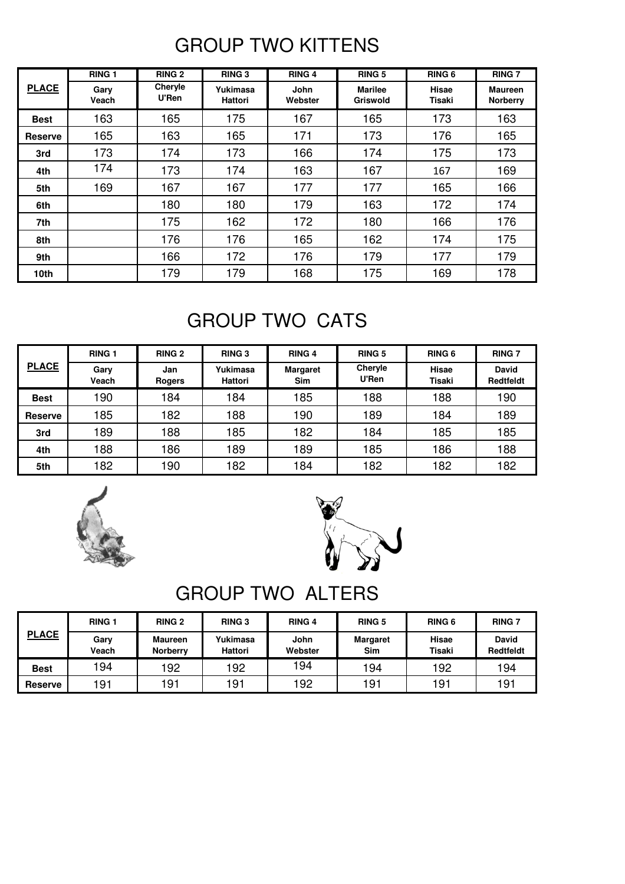# GROUP TWO KITTENS

| PLACE | RING 1<br>Gary Veach | RING 2<br>Cheryle U'Ren | RING 3<br>Yukimasa Hattori | RING 4<br>John Webster | RING 5<br>Marilee Griswold | RING 6<br>Hisae Tisaki | RING 7<br>Maureen Norberry |
|---|---|---|---|---|---|---|---|
| Best | 163 | 165 | 175 | 167 | 165 | 173 | 163 |
| Reserve | 165 | 163 | 165 | 171 | 173 | 176 | 165 |
| 3rd | 173 | 174 | 173 | 166 | 174 | 175 | 173 |
| 4th | 174 | 173 | 174 | 163 | 167 | 167 | 169 |
| 5th | 169 | 167 | 167 | 177 | 177 | 165 | 166 |
| 6th | | 180 | 180 | 179 | 163 | 172 | 174 |
| 7th | | 175 | 162 | 172 | 180 | 166 | 176 |
| 8th | | 176 | 176 | 165 | 162 | 174 | 175 |
| 9th | | 166 | 172 | 176 | 179 | 177 | 179 |
| 10th | | 179 | 179 | 168 | 175 | 169 | 178 |

# GROUP TWO CATS

| PLACE | RING 1<br>Gary Veach | RING 2<br>Jan Rogers | RING 3<br>Yukimasa Hattori | RING 4<br>Margaret Sim | RING 5<br>Cheryle U'Ren | RING 6<br>Hisae Tisaki | RING 7<br>David Redtfeldt |
|---|---|---|---|---|---|---|---|
| Best | 190 | 184 | 184 | 185 | 188 | 188 | 190 |
| Reserve | 185 | 182 | 188 | 190 | 189 | 184 | 189 |
| 3rd | 189 | 188 | 185 | 182 | 184 | 185 | 185 |
| 4th | 188 | 186 | 189 | 189 | 185 | 186 | 188 |
| 5th | 182 | 190 | 182 | 184 | 182 | 182 | 182 |

# GROUP TWO ALTERS

| PLACE | RING 1<br>Gary Veach | RING 2<br>Maureen Norberry | RING 3<br>Yukimasa Hattori | RING 4<br>John Webster | RING 5<br>Margaret Sim | RING 6<br>Hisae Tisaki | RING 7<br>David Redtfeldt |
|---|---|---|---|---|---|---|---|
| Best | 194 | 192 | 192 | 194 | 194 | 192 | 194 |
| Reserve | 191 | 191 | 191 | 192 | 191 | 191 | 191 |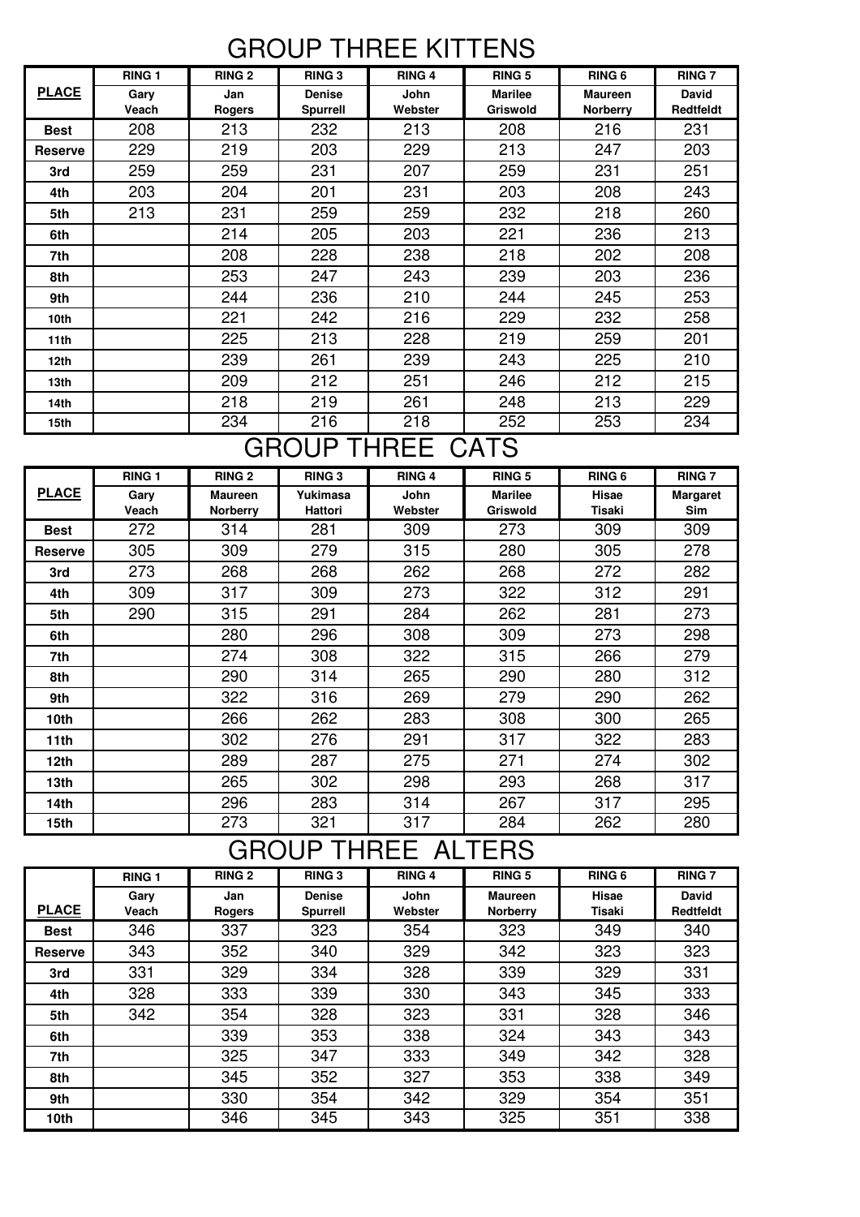# GROUP THREE KITTENS

| PLACE | RING 1 Gary Veach | RING 2 Jan Rogers | RING 3 Denise Spurrell | RING 4 John Webster | RING 5 Marilee Griswold | RING 6 Maureen Norberry | RING 7 David Redtfeldt |
|---|---|---|---|---|---|---|---|
| Best | 208 | 213 | 232 | 213 | 208 | 216 | 231 |
| Reserve | 229 | 219 | 203 | 229 | 213 | 247 | 203 |
| 3rd | 259 | 259 | 231 | 207 | 259 | 231 | 251 |
| 4th | 203 | 204 | 201 | 231 | 203 | 208 | 243 |
| 5th | 213 | 231 | 259 | 259 | 232 | 218 | 260 |
| 6th | | 214 | 205 | 203 | 221 | 236 | 213 |
| 7th | | 208 | 228 | 238 | 218 | 202 | 208 |
| 8th | | 253 | 247 | 243 | 239 | 203 | 236 |
| 9th | | 244 | 236 | 210 | 244 | 245 | 253 |
| 10th | | 221 | 242 | 216 | 229 | 232 | 258 |
| 11th | | 225 | 213 | 228 | 219 | 259 | 201 |
| 12th | | 239 | 261 | 239 | 243 | 225 | 210 |
| 13th | | 209 | 212 | 251 | 246 | 212 | 215 |
| 14th | | 218 | 219 | 261 | 248 | 213 | 229 |
| 15th | | 234 | 216 | 218 | 252 | 253 | 234 |

# GROUP THREE CATS

| PLACE | RING 1 Gary Veach | RING 2 Maureen Norberry | RING 3 Yukimasa Hattori | RING 4 John Webster | RING 5 Marilee Griswold | RING 6 Hisae Tisaki | RING 7 Margaret Sim |
|---|---|---|---|---|---|---|---|
| Best | 272 | 314 | 281 | 309 | 273 | 309 | 309 |
| Reserve | 305 | 309 | 279 | 315 | 280 | 305 | 278 |
| 3rd | 273 | 268 | 268 | 262 | 268 | 272 | 282 |
| 4th | 309 | 317 | 309 | 273 | 322 | 312 | 291 |
| 5th | 290 | 315 | 291 | 284 | 262 | 281 | 273 |
| 6th | | 280 | 296 | 308 | 309 | 273 | 298 |
| 7th | | 274 | 308 | 322 | 315 | 266 | 279 |
| 8th | | 290 | 314 | 265 | 290 | 280 | 312 |
| 9th | | 322 | 316 | 269 | 279 | 290 | 262 |
| 10th | | 266 | 262 | 283 | 308 | 300 | 265 |
| 11th | | 302 | 276 | 291 | 317 | 322 | 283 |
| 12th | | 289 | 287 | 275 | 271 | 274 | 302 |
| 13th | | 265 | 302 | 298 | 293 | 268 | 317 |
| 14th | | 296 | 283 | 314 | 267 | 317 | 295 |
| 15th | | 273 | 321 | 317 | 284 | 262 | 280 |

# GROUP THREE ALTERS

| PLACE | RING 1 Gary Veach | RING 2 Jan Rogers | RING 3 Denise Spurrell | RING 4 John Webster | RING 5 Maureen Norberry | RING 6 Hisae Tisaki | RING 7 David Redtfeldt |
|---|---|---|---|---|---|---|---|
| Best | 346 | 337 | 323 | 354 | 323 | 349 | 340 |
| Reserve | 343 | 352 | 340 | 329 | 342 | 323 | 323 |
| 3rd | 331 | 329 | 334 | 328 | 339 | 329 | 331 |
| 4th | 328 | 333 | 339 | 330 | 343 | 345 | 333 |
| 5th | 342 | 354 | 328 | 323 | 331 | 328 | 346 |
| 6th | | 339 | 353 | 338 | 324 | 343 | 343 |
| 7th | | 325 | 347 | 333 | 349 | 342 | 328 |
| 8th | | 345 | 352 | 327 | 353 | 338 | 349 |
| 9th | | 330 | 354 | 342 | 329 | 354 | 351 |
| 10th | | 346 | 345 | 343 | 325 | 351 | 338 |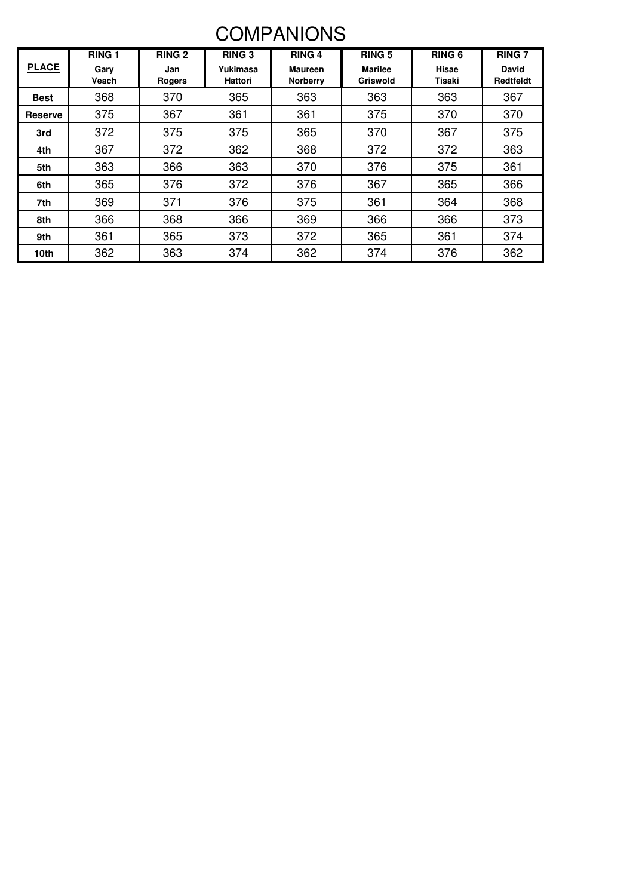# COMPANIONS

| PLACE | RING 1<br>Gary Veach | RING 2<br>Jan Rogers | RING 3<br>Yukimasa Hattori | RING 4<br>Maureen Norberry | RING 5<br>Marilee Griswold | RING 6<br>Hisae Tisaki | RING 7<br>David Redtfeldt |
|---|---|---|---|---|---|---|---|
| **Best** | 368 | 370 | 365 | 363 | 363 | 363 | 367 |
| **Reserve** | 375 | 367 | 361 | 361 | 375 | 370 | 370 |
| **3rd** | 372 | 375 | 375 | 365 | 370 | 367 | 375 |
| **4th** | 367 | 372 | 362 | 368 | 372 | 372 | 363 |
| **5th** | 363 | 366 | 363 | 370 | 376 | 375 | 361 |
| **6th** | 365 | 376 | 372 | 376 | 367 | 365 | 366 |
| **7th** | 369 | 371 | 376 | 375 | 361 | 364 | 368 |
| **8th** | 366 | 368 | 366 | 369 | 366 | 366 | 373 |
| **9th** | 361 | 365 | 373 | 372 | 365 | 361 | 374 |
| **10th** | 362 | 363 | 374 | 362 | 374 | 376 | 362 |